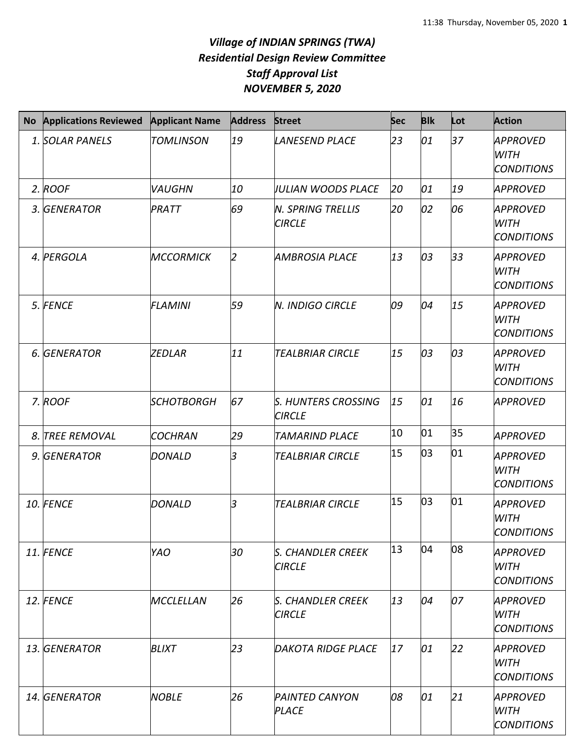# *Village of INDIAN SPRINGS (TWA)*
## *Residential Design Review Committee*
## *Staff Approval List*
## *NOVEMBER 5, 2020*

| No | Applications Reviewed | Applicant Name | Address | Street | Sec | Blk | Lot | Action |
|---|---|---|---|---|---|---|---|---|
| *1.* | *SOLAR PANELS* | *TOMLINSON* | *19* | *LANESEND PLACE* | *23* | *01* | *37* | *APPROVED WITH CONDITIONS* |
| *2.* | *ROOF* | *VAUGHN* | *10* | *JULIAN WOODS PLACE* | *20* | *01* | *19* | *APPROVED* |
| *3.* | *GENERATOR* | *PRATT* | *69* | *N. SPRING TRELLIS CIRCLE* | *20* | *02* | *06* | *APPROVED WITH CONDITIONS* |
| *4.* | *PERGOLA* | *MCCORMICK* | *2* | *AMBROSIA PLACE* | *13* | *03* | *33* | *APPROVED WITH CONDITIONS* |
| *5.* | *FENCE* | *FLAMINI* | *59* | *N. INDIGO CIRCLE* | *09* | *04* | *15* | *APPROVED WITH CONDITIONS* |
| *6.* | *GENERATOR* | *ZEDLAR* | *11* | *TEALBRIAR CIRCLE* | *15* | *03* | *03* | *APPROVED WITH CONDITIONS* |
| *7.* | *ROOF* | *SCHOTBORGH* | *67* | *S. HUNTERS CROSSING CIRCLE* | *15* | *01* | *16* | *APPROVED* |
| *8.* | *TREE REMOVAL* | *COCHRAN* | *29* | *TAMARIND PLACE* | 10 | 01 | 35 | *APPROVED* |
| *9.* | *GENERATOR* | *DONALD* | *3* | *TEALBRIAR CIRCLE* | 15 | 03 | 01 | *APPROVED WITH CONDITIONS* |
| *10.* | *FENCE* | *DONALD* | *3* | *TEALBRIAR CIRCLE* | 15 | 03 | 01 | *APPROVED WITH CONDITIONS* |
| *11.* | *FENCE* | *YAO* | *30* | *S. CHANDLER CREEK CIRCLE* | 13 | 04 | 08 | *APPROVED WITH CONDITIONS* |
| *12.* | *FENCE* | *MCCLELLAN* | *26* | *S. CHANDLER CREEK CIRCLE* | *13* | *04* | *07* | *APPROVED WITH CONDITIONS* |
| *13.* | *GENERATOR* | *BLIXT* | *23* | *DAKOTA RIDGE PLACE* | *17* | *01* | *22* | *APPROVED WITH CONDITIONS* |
| *14.* | *GENERATOR* | *NOBLE* | *26* | *PAINTED CANYON PLACE* | *08* | *01* | *21* | *APPROVED WITH CONDITIONS* |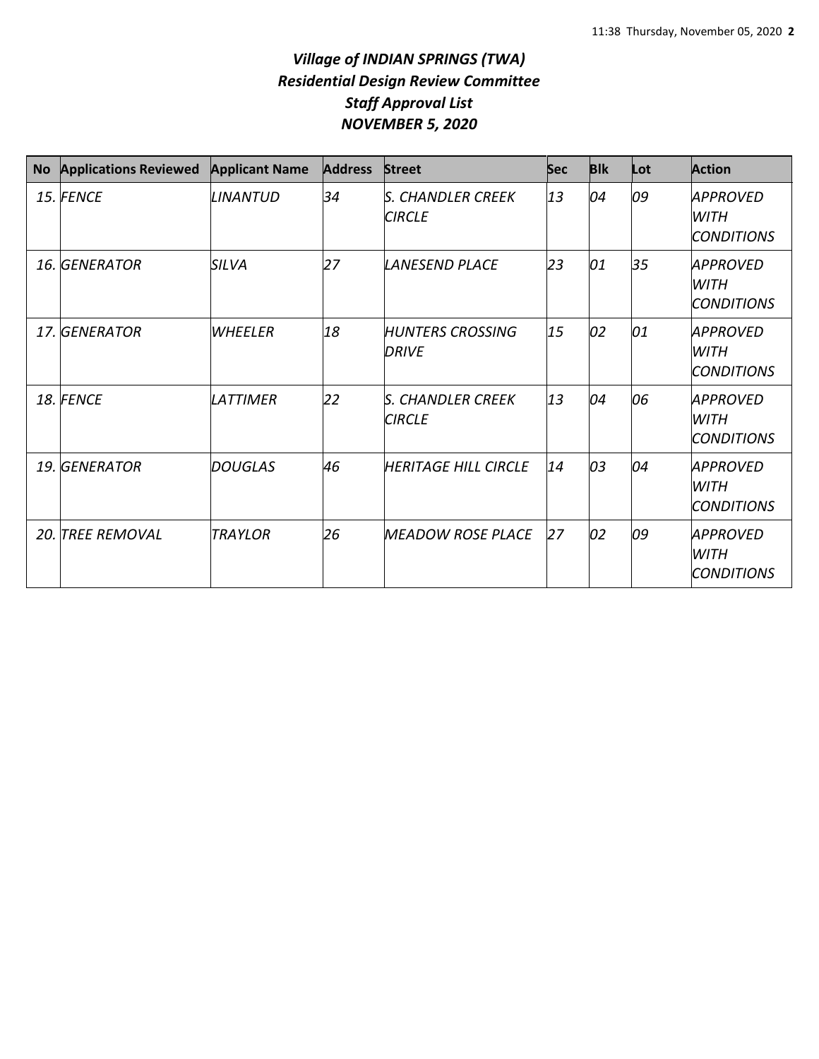# *Village of INDIAN SPRINGS (TWA)*
# *Residential Design Review Committee*
# *Staff Approval List*
# *NOVEMBER 5, 2020*

| No | Applications Reviewed | Applicant Name | Address | Street | Sec | Blk | Lot | Action |
|---|---|---|---|---|---|---|---|---|
| *15.* | *FENCE* | *LINANTUD* | *34* | *S. CHANDLER CREEK CIRCLE* | *13* | *04* | *09* | *APPROVED WITH CONDITIONS* |
| *16.* | *GENERATOR* | *SILVA* | *27* | *LANESEND PLACE* | *23* | *01* | *35* | *APPROVED WITH CONDITIONS* |
| *17.* | *GENERATOR* | *WHEELER* | *18* | *HUNTERS CROSSING DRIVE* | *15* | *02* | *01* | *APPROVED WITH CONDITIONS* |
| *18.* | *FENCE* | *LATTIMER* | *22* | *S. CHANDLER CREEK CIRCLE* | *13* | *04* | *06* | *APPROVED WITH CONDITIONS* |
| *19.* | *GENERATOR* | *DOUGLAS* | *46* | *HERITAGE HILL CIRCLE* | *14* | *03* | *04* | *APPROVED WITH CONDITIONS* |
| *20.* | *TREE REMOVAL* | *TRAYLOR* | *26* | *MEADOW ROSE PLACE* | *27* | *02* | *09* | *APPROVED WITH CONDITIONS* |